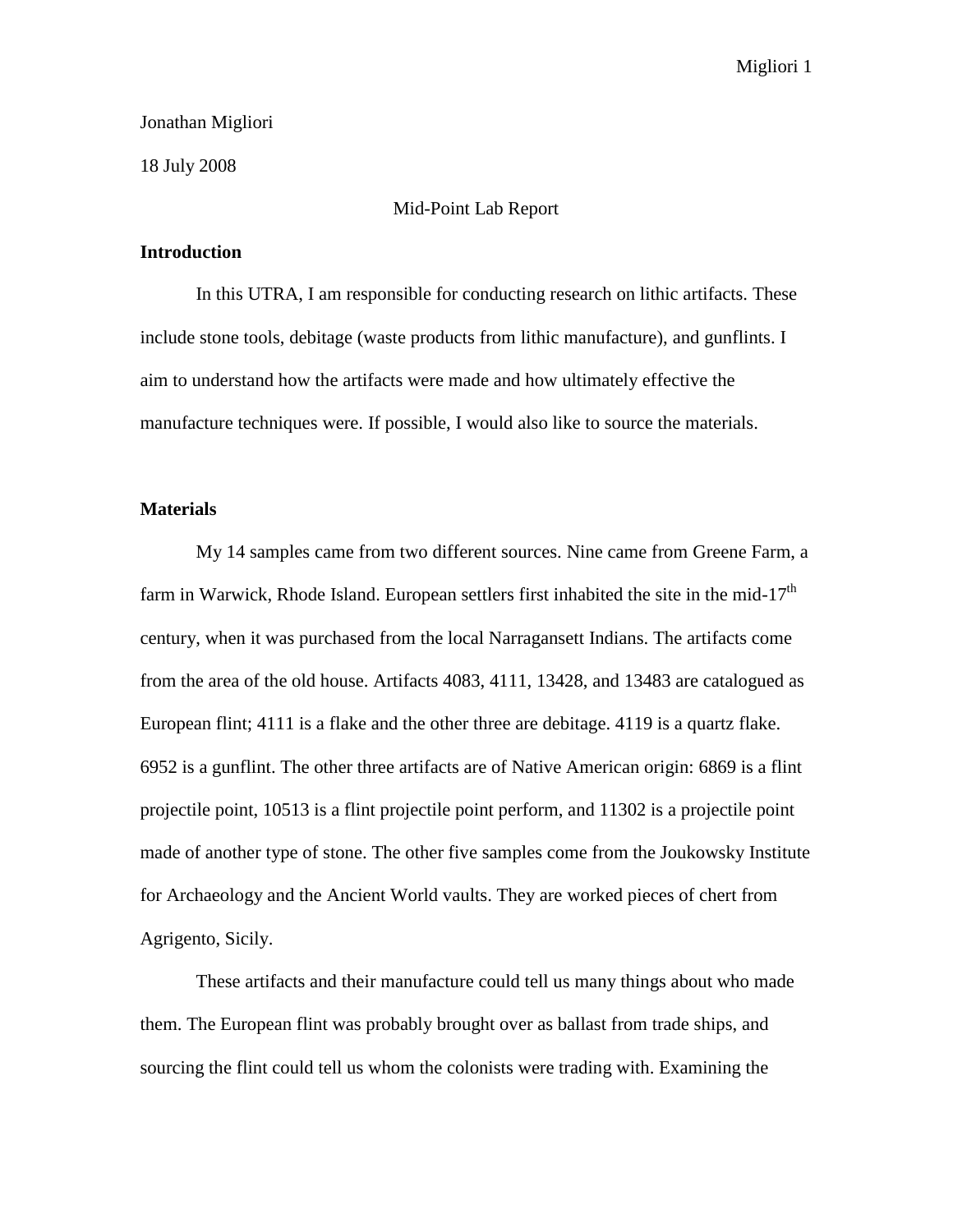Jonathan Migliori

18 July 2008

Mid-Point Lab Report

**Introduction**

In this UTRA, I am responsible for conducting research on lithic artifacts. These include stone tools, debitage (waste products from lithic manufacture), and gunflints. I aim to understand how the artifacts were made and how ultimately effective the manufacture techniques were. If possible, I would also like to source the materials.

**Materials**

My 14 samples came from two different sources. Nine came from Greene Farm, a farm in Warwick, Rhode Island. European settlers first inhabited the site in the mid-17th century, when it was purchased from the local Narragansett Indians. The artifacts come from the area of the old house. Artifacts 4083, 4111, 13428, and 13483 are catalogued as European flint; 4111 is a flake and the other three are debitage. 4119 is a quartz flake. 6952 is a gunflint. The other three artifacts are of Native American origin: 6869 is a flint projectile point, 10513 is a flint projectile point perform, and 11302 is a projectile point made of another type of stone. The other five samples come from the Joukowsky Institute for Archaeology and the Ancient World vaults. They are worked pieces of chert from Agrigento, Sicily.

These artifacts and their manufacture could tell us many things about who made them. The European flint was probably brought over as ballast from trade ships, and sourcing the flint could tell us whom the colonists were trading with. Examining the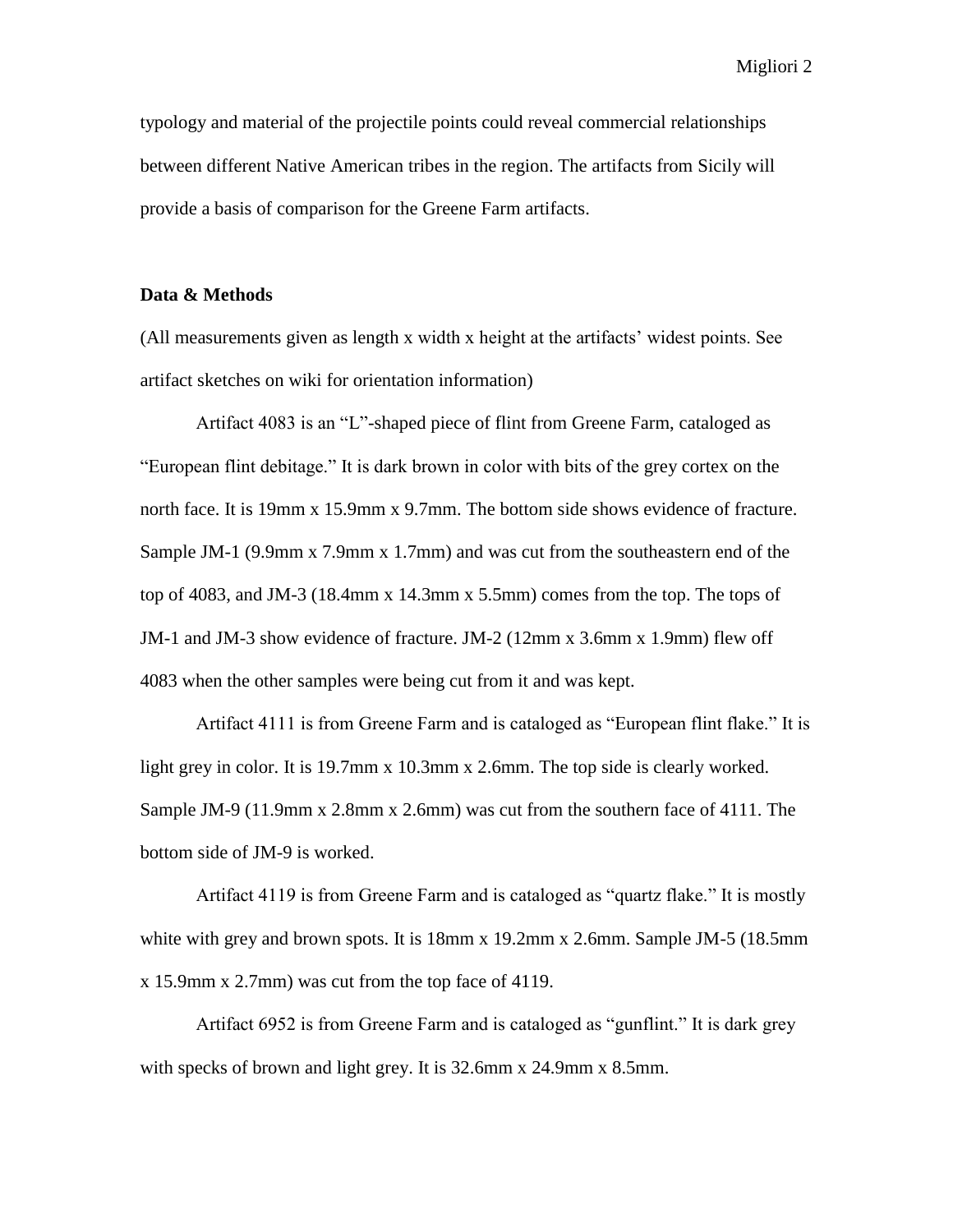typology and material of the projectile points could reveal commercial relationships between different Native American tribes in the region. The artifacts from Sicily will provide a basis of comparison for the Greene Farm artifacts.

**Data & Methods**

(All measurements given as length x width x height at the artifacts' widest points. See artifact sketches on wiki for orientation information)

Artifact 4083 is an "L"-shaped piece of flint from Greene Farm, cataloged as "European flint debitage." It is dark brown in color with bits of the grey cortex on the north face. It is 19mm x 15.9mm x 9.7mm. The bottom side shows evidence of fracture. Sample JM-1 (9.9mm x 7.9mm x 1.7mm) and was cut from the southeastern end of the top of 4083, and JM-3 (18.4mm x 14.3mm x 5.5mm) comes from the top. The tops of JM-1 and JM-3 show evidence of fracture. JM-2 (12mm x 3.6mm x 1.9mm) flew off 4083 when the other samples were being cut from it and was kept.

Artifact 4111 is from Greene Farm and is cataloged as "European flint flake." It is light grey in color. It is 19.7mm x 10.3mm x 2.6mm. The top side is clearly worked. Sample JM-9 (11.9mm x 2.8mm x 2.6mm) was cut from the southern face of 4111. The bottom side of JM-9 is worked.

Artifact 4119 is from Greene Farm and is cataloged as "quartz flake." It is mostly white with grey and brown spots. It is 18mm x 19.2mm x 2.6mm. Sample JM-5 (18.5mm x 15.9mm x 2.7mm) was cut from the top face of 4119.

Artifact 6952 is from Greene Farm and is cataloged as "gunflint." It is dark grey with specks of brown and light grey. It is 32.6mm x 24.9mm x 8.5mm.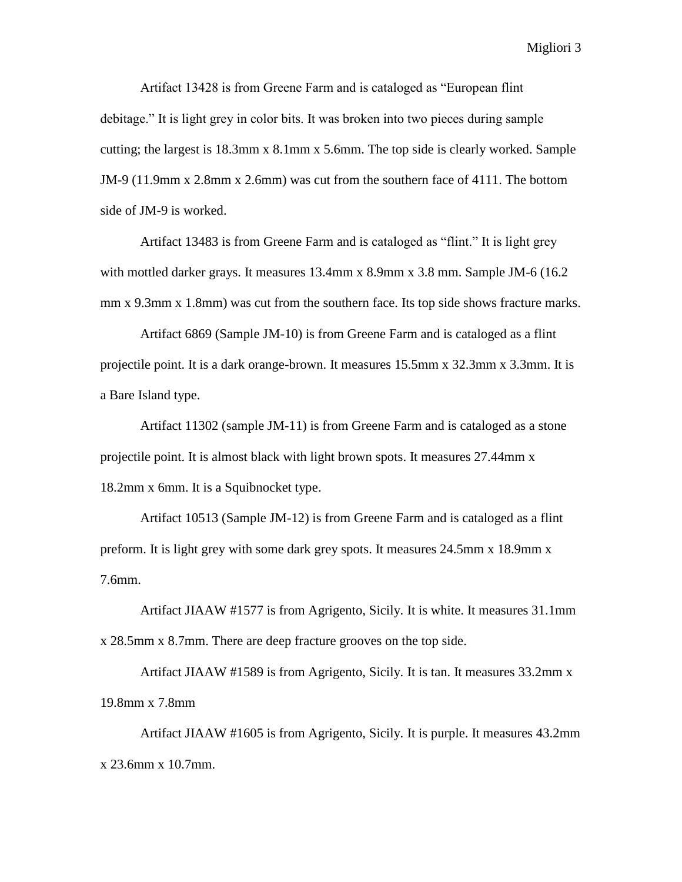Artifact 13428 is from Greene Farm and is cataloged as "European flint debitage." It is light grey in color bits. It was broken into two pieces during sample cutting; the largest is 18.3mm x 8.1mm x 5.6mm. The top side is clearly worked. Sample JM-9 (11.9mm x 2.8mm x 2.6mm) was cut from the southern face of 4111. The bottom side of JM-9 is worked.

Artifact 13483 is from Greene Farm and is cataloged as "flint." It is light grey with mottled darker grays. It measures 13.4mm x 8.9mm x 3.8 mm. Sample JM-6 (16.2 mm x 9.3mm x 1.8mm) was cut from the southern face. Its top side shows fracture marks.

Artifact 6869 (Sample JM-10) is from Greene Farm and is cataloged as a flint projectile point. It is a dark orange-brown. It measures 15.5mm x 32.3mm x 3.3mm. It is a Bare Island type.

Artifact 11302 (sample JM-11) is from Greene Farm and is cataloged as a stone projectile point. It is almost black with light brown spots. It measures 27.44mm x 18.2mm x 6mm. It is a Squibnocket type.

Artifact 10513 (Sample JM-12) is from Greene Farm and is cataloged as a flint preform. It is light grey with some dark grey spots. It measures 24.5mm x 18.9mm x 7.6mm.

Artifact JIAAW #1577 is from Agrigento, Sicily. It is white. It measures 31.1mm x 28.5mm x 8.7mm. There are deep fracture grooves on the top side.

Artifact JIAAW #1589 is from Agrigento, Sicily. It is tan. It measures 33.2mm x 19.8mm x 7.8mm

Artifact JIAAW #1605 is from Agrigento, Sicily. It is purple. It measures 43.2mm x 23.6mm x 10.7mm.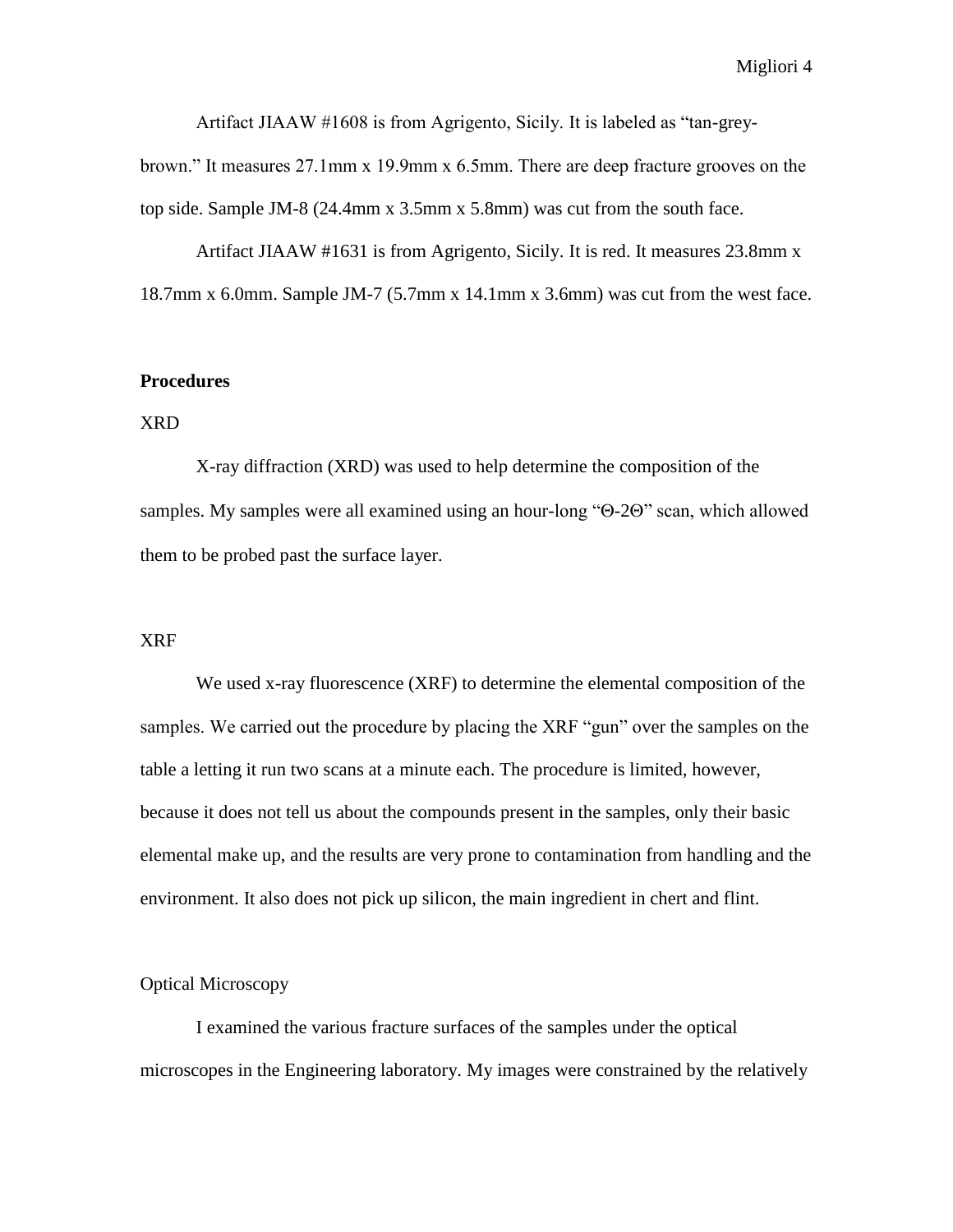Artifact JIAAW #1608 is from Agrigento, Sicily. It is labeled as "tan-grey-brown." It measures 27.1mm x 19.9mm x 6.5mm. There are deep fracture grooves on the top side. Sample JM-8 (24.4mm x 3.5mm x 5.8mm) was cut from the south face.

Artifact JIAAW #1631 is from Agrigento, Sicily. It is red. It measures 23.8mm x 18.7mm x 6.0mm. Sample JM-7 (5.7mm x 14.1mm x 3.6mm) was cut from the west face.

## Procedures

### XRD

X-ray diffraction (XRD) was used to help determine the composition of the samples. My samples were all examined using an hour-long "Θ-2Θ" scan, which allowed them to be probed past the surface layer.

### XRF

We used x-ray fluorescence (XRF) to determine the elemental composition of the samples. We carried out the procedure by placing the XRF "gun" over the samples on the table a letting it run two scans at a minute each. The procedure is limited, however, because it does not tell us about the compounds present in the samples, only their basic elemental make up, and the results are very prone to contamination from handling and the environment. It also does not pick up silicon, the main ingredient in chert and flint.

### Optical Microscopy

I examined the various fracture surfaces of the samples under the optical microscopes in the Engineering laboratory. My images were constrained by the relatively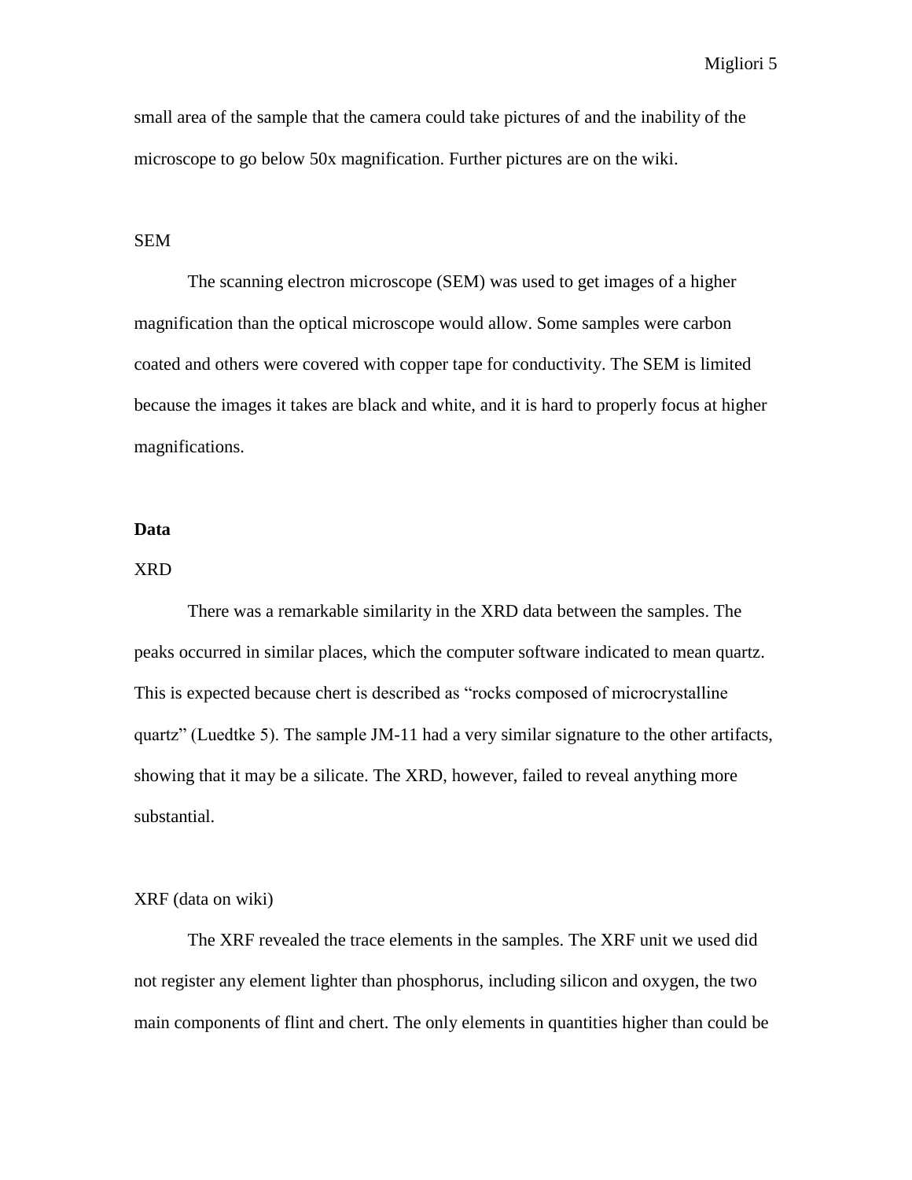small area of the sample that the camera could take pictures of and the inability of the microscope to go below 50x magnification. Further pictures are on the wiki.

SEM

The scanning electron microscope (SEM) was used to get images of a higher magnification than the optical microscope would allow. Some samples were carbon coated and others were covered with copper tape for conductivity. The SEM is limited because the images it takes are black and white, and it is hard to properly focus at higher magnifications.

## Data

XRD

There was a remarkable similarity in the XRD data between the samples. The peaks occurred in similar places, which the computer software indicated to mean quartz. This is expected because chert is described as "rocks composed of microcrystalline quartz" (Luedtke 5). The sample JM-11 had a very similar signature to the other artifacts, showing that it may be a silicate. The XRD, however, failed to reveal anything more substantial.

XRF (data on wiki)

The XRF revealed the trace elements in the samples. The XRF unit we used did not register any element lighter than phosphorus, including silicon and oxygen, the two main components of flint and chert. The only elements in quantities higher than could be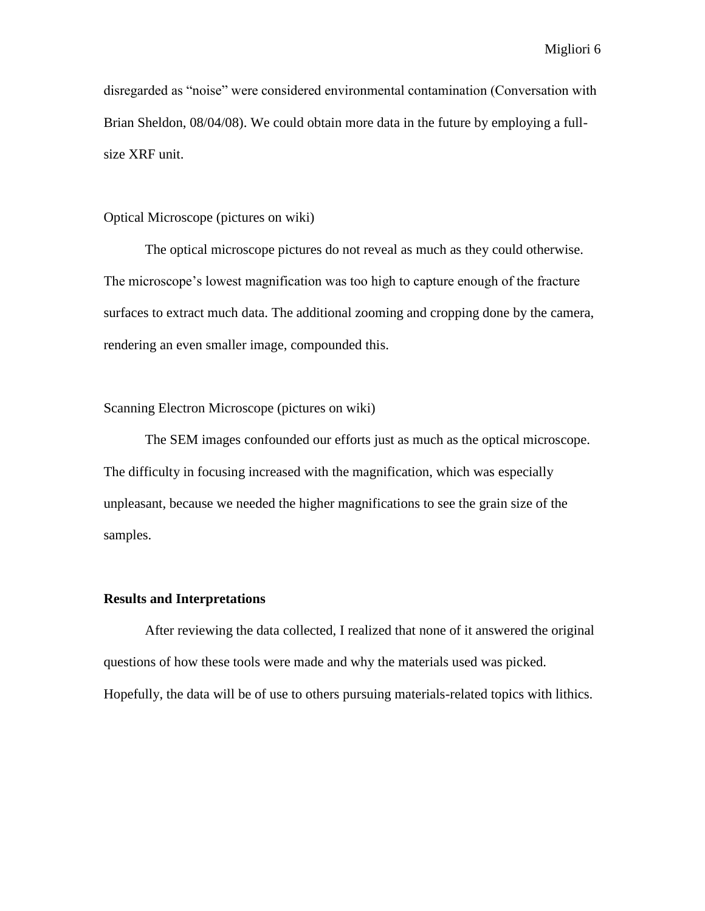disregarded as "noise" were considered environmental contamination (Conversation with Brian Sheldon, 08/04/08). We could obtain more data in the future by employing a full-size XRF unit.

Optical Microscope (pictures on wiki)

The optical microscope pictures do not reveal as much as they could otherwise. The microscope's lowest magnification was too high to capture enough of the fracture surfaces to extract much data. The additional zooming and cropping done by the camera, rendering an even smaller image, compounded this.

Scanning Electron Microscope (pictures on wiki)

The SEM images confounded our efforts just as much as the optical microscope. The difficulty in focusing increased with the magnification, which was especially unpleasant, because we needed the higher magnifications to see the grain size of the samples.

## Results and Interpretations

After reviewing the data collected, I realized that none of it answered the original questions of how these tools were made and why the materials used was picked. Hopefully, the data will be of use to others pursuing materials-related topics with lithics.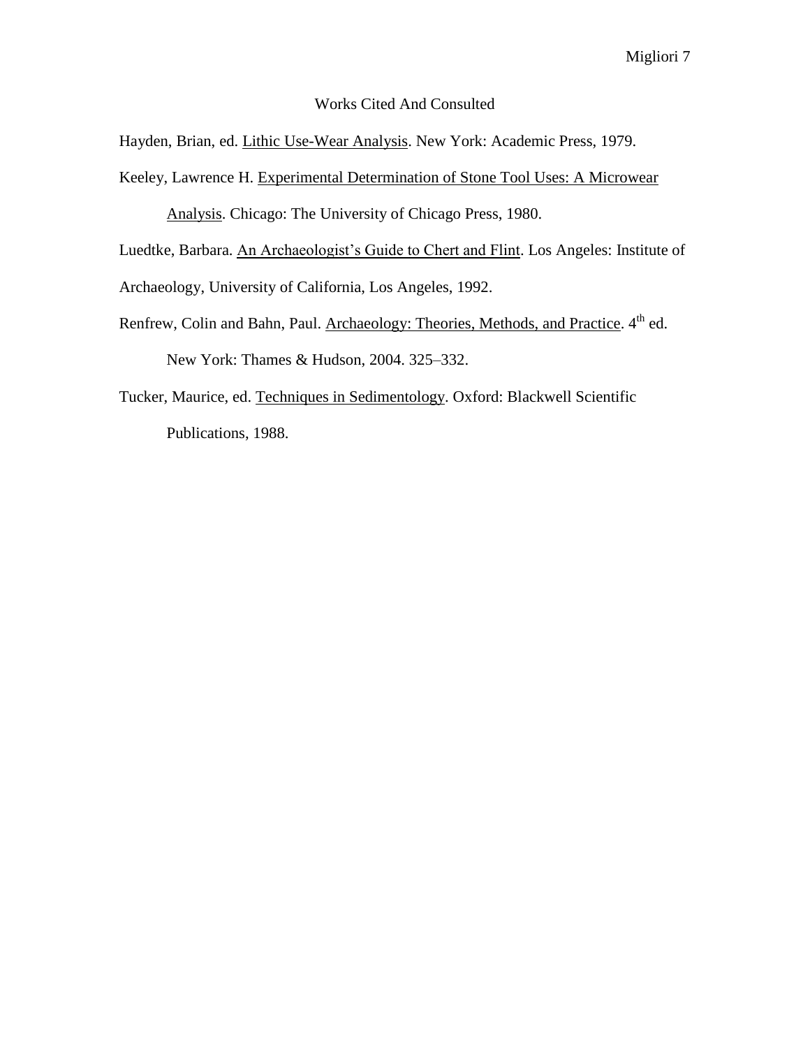## Works Cited And Consulted

Hayden, Brian, ed. Lithic Use-Wear Analysis. New York: Academic Press, 1979.

Keeley, Lawrence H. Experimental Determination of Stone Tool Uses: A Microwear Analysis. Chicago: The University of Chicago Press, 1980.

Luedtke, Barbara. An Archaeologist's Guide to Chert and Flint. Los Angeles: Institute of Archaeology, University of California, Los Angeles, 1992.

Renfrew, Colin and Bahn, Paul. Archaeology: Theories, Methods, and Practice. 4th ed. New York: Thames & Hudson, 2004. 325–332.

Tucker, Maurice, ed. Techniques in Sedimentology. Oxford: Blackwell Scientific Publications, 1988.